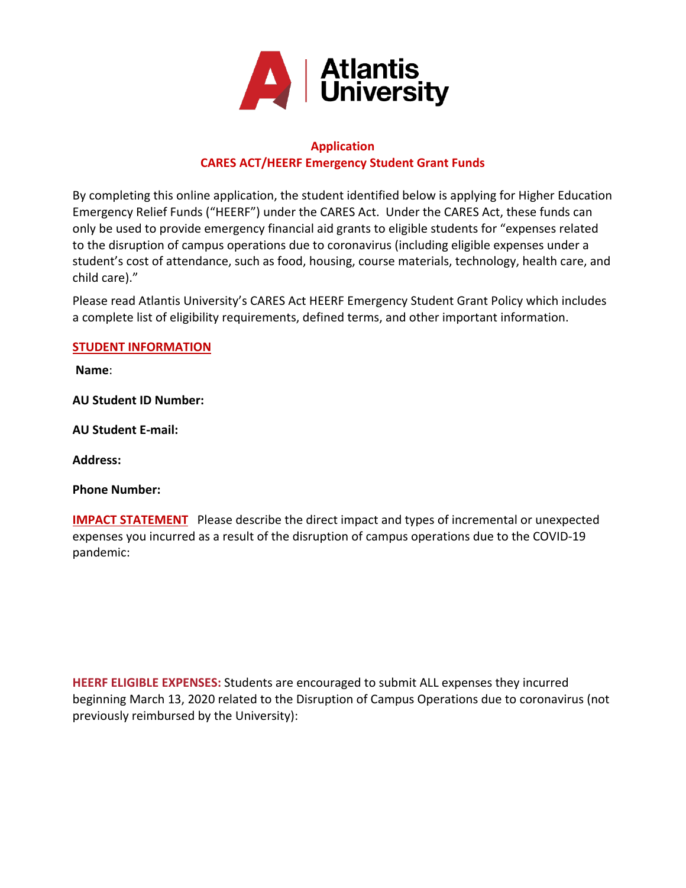Atlantis University

## Application
## CARES ACT/HEERF Emergency Student Grant Funds

By completing this online application, the student identified below is applying for Higher Education Emergency Relief Funds ("HEERF") under the CARES Act. Under the CARES Act, these funds can only be used to provide emergency financial aid grants to eligible students for "expenses related to the disruption of campus operations due to coronavirus (including eligible expenses under a student's cost of attendance, such as food, housing, course materials, technology, health care, and child care)."

Please read Atlantis University's CARES Act HEERF Emergency Student Grant Policy which includes a complete list of eligibility requirements, defined terms, and other important information.

**STUDENT INFORMATION**

**Name**:

**AU Student ID Number:**

**AU Student E-mail:**

**Address:**

**Phone Number:**

**IMPACT STATEMENT** Please describe the direct impact and types of incremental or unexpected expenses you incurred as a result of the disruption of campus operations due to the COVID-19 pandemic:

**HEERF ELIGIBLE EXPENSES:** Students are encouraged to submit ALL expenses they incurred beginning March 13, 2020 related to the Disruption of Campus Operations due to coronavirus (not previously reimbursed by the University):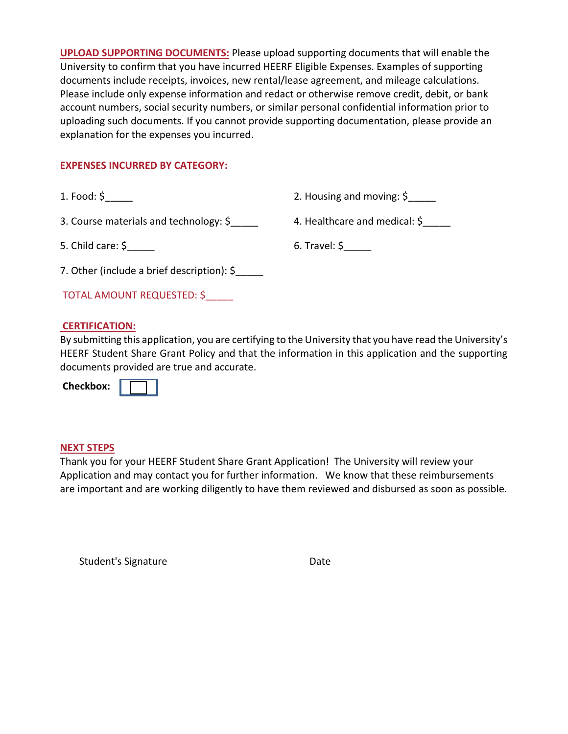**UPLOAD SUPPORTING DOCUMENTS:** Please upload supporting documents that will enable the University to confirm that you have incurred HEERF Eligible Expenses. Examples of supporting documents include receipts, invoices, new rental/lease agreement, and mileage calculations. Please include only expense information and redact or otherwise remove credit, debit, or bank account numbers, social security numbers, or similar personal confidential information prior to uploading such documents. If you cannot provide supporting documentation, please provide an explanation for the expenses you incurred.

**EXPENSES INCURRED BY CATEGORY:**

1. Food: $_____
2. Housing and moving: $_____
3. Course materials and technology: $_____
4. Healthcare and medical: $_____
5. Child care: $_____
6. Travel: $_____
7. Other (include a brief description): $_____

TOTAL AMOUNT REQUESTED: $_____

**CERTIFICATION:**

By submitting this application, you are certifying to the University that you have read the University's HEERF Student Share Grant Policy and that the information in this application and the supporting documents provided are true and accurate.

**Checkbox:** ☐

**NEXT STEPS**

Thank you for your HEERF Student Share Grant Application! The University will review your Application and may contact you for further information. We know that these reimbursements are important and are working diligently to have them reviewed and disbursed as soon as possible.

Student's Signature

Date